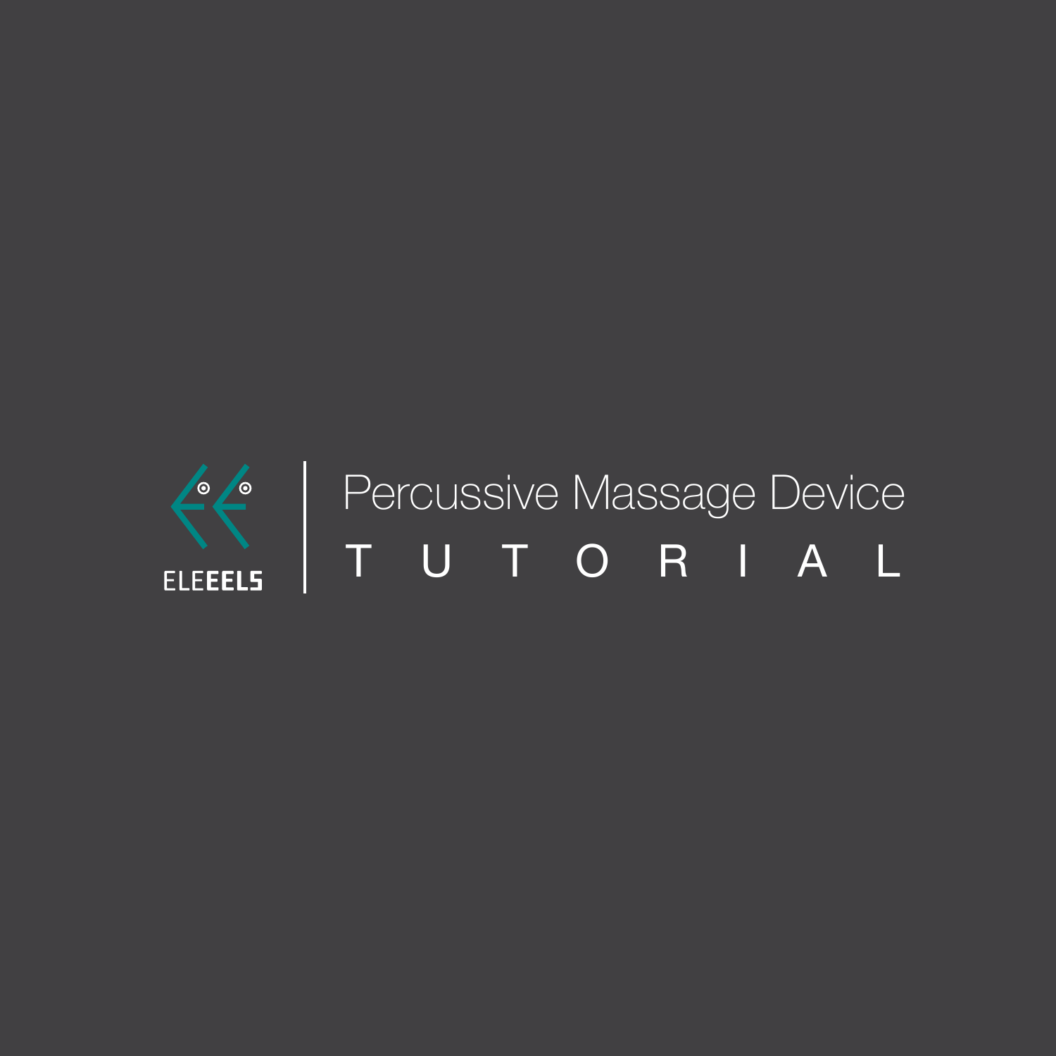ELEEELS

# Percussive Massage Device

## TUTORIAL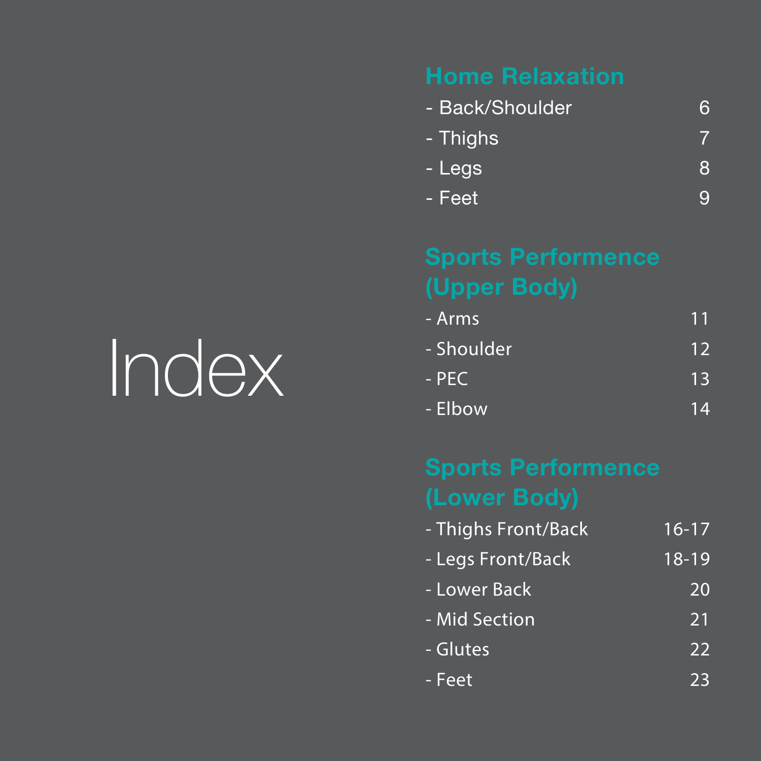# Index

## Home Relaxation

- Back/Shoulder 6
- Thighs 7
- Legs 8
- Feet 9

## Sports Performence (Upper Body)

- Arms 11
- Shoulder 12
- PEC 13
- Elbow 14

## Sports Performence (Lower Body)

- Thighs Front/Back 16-17
- Legs Front/Back 18-19
- Lower Back 20
- Mid Section 21
- Glutes 22
- Feet 23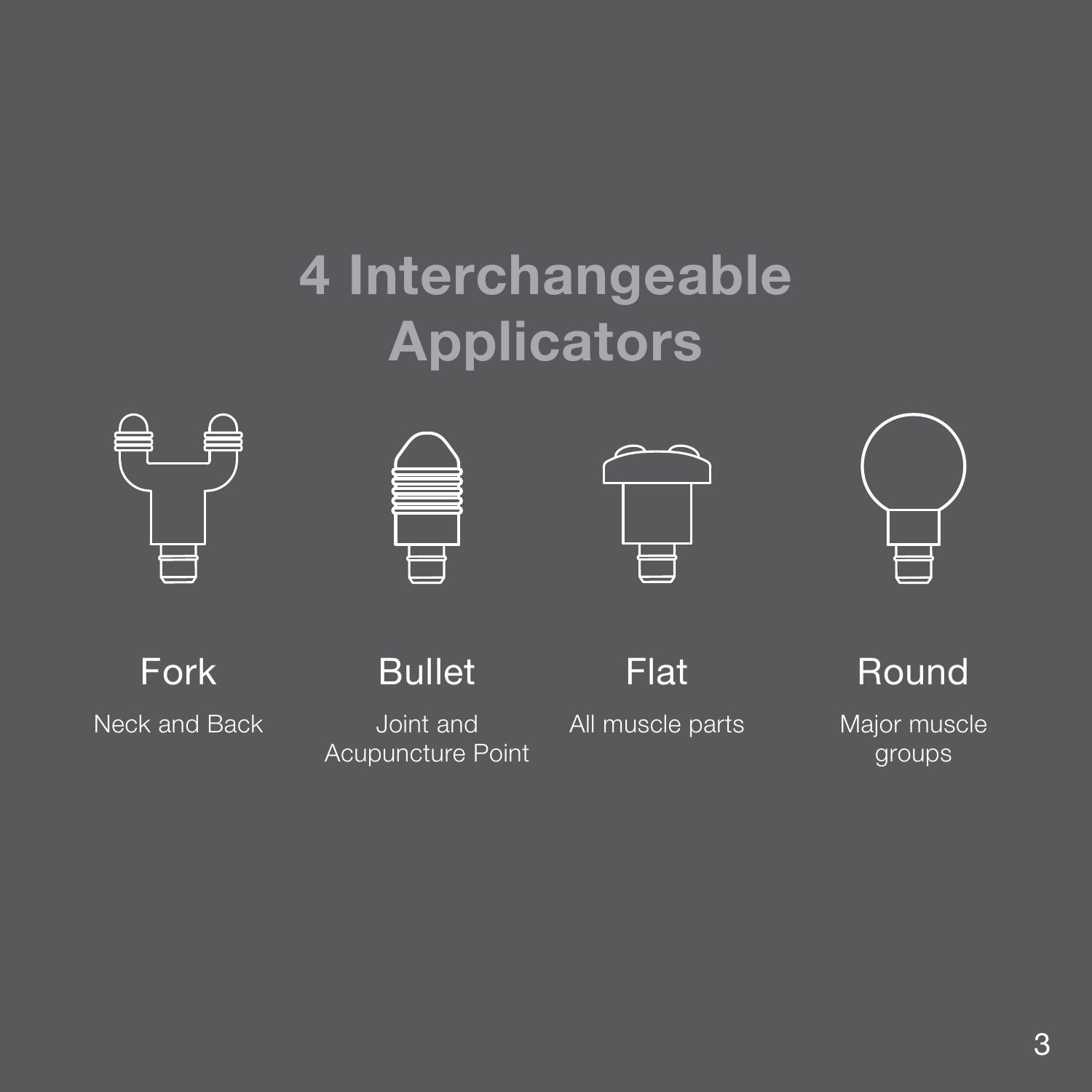# 4 Interchangeable Applicators

**Fork**

Neck and Back

**Bullet**

Joint and Acupuncture Point

**Flat**

All muscle parts

**Round**

Major muscle groups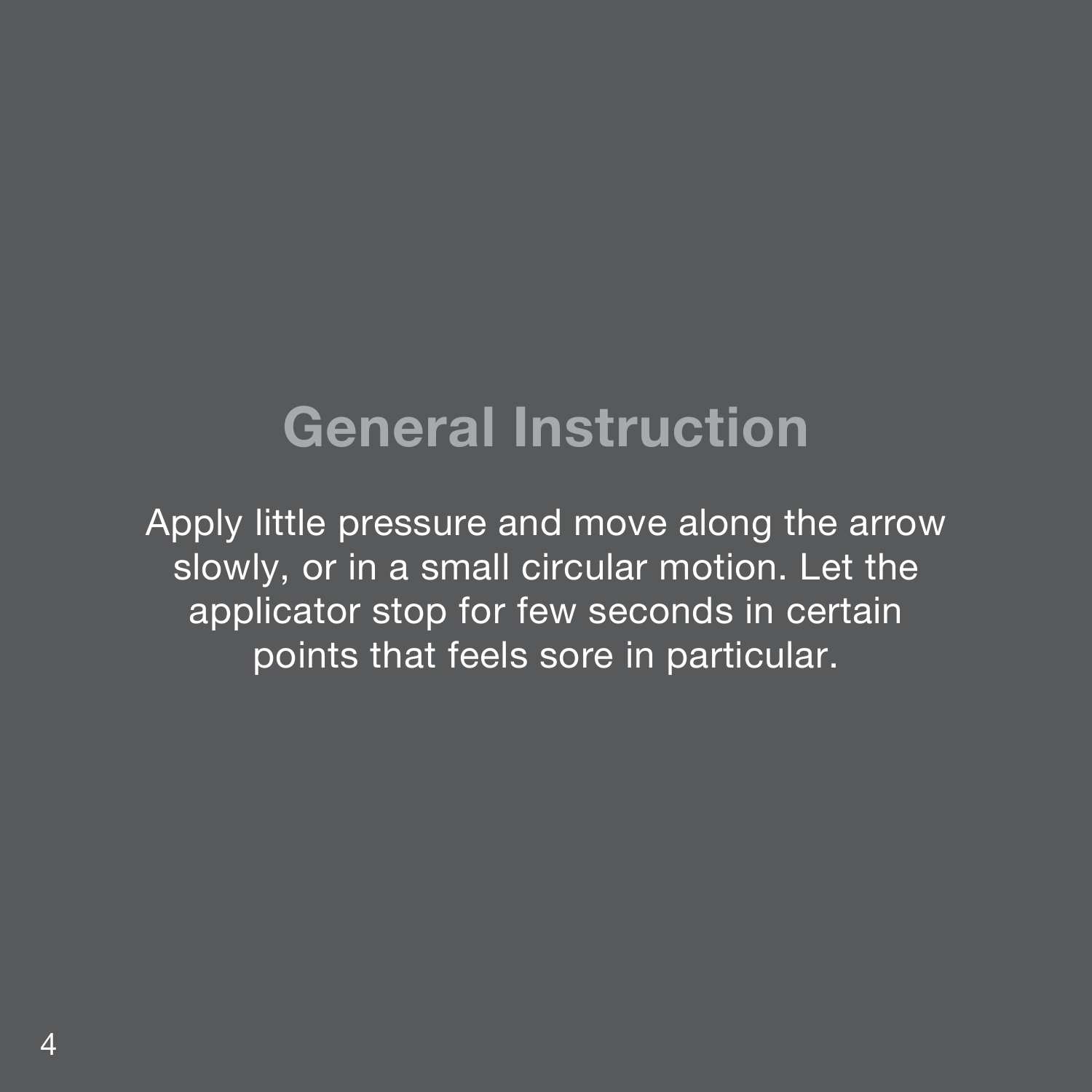# General Instruction

Apply little pressure and move along the arrow slowly, or in a small circular motion. Let the applicator stop for few seconds in certain points that feels sore in particular.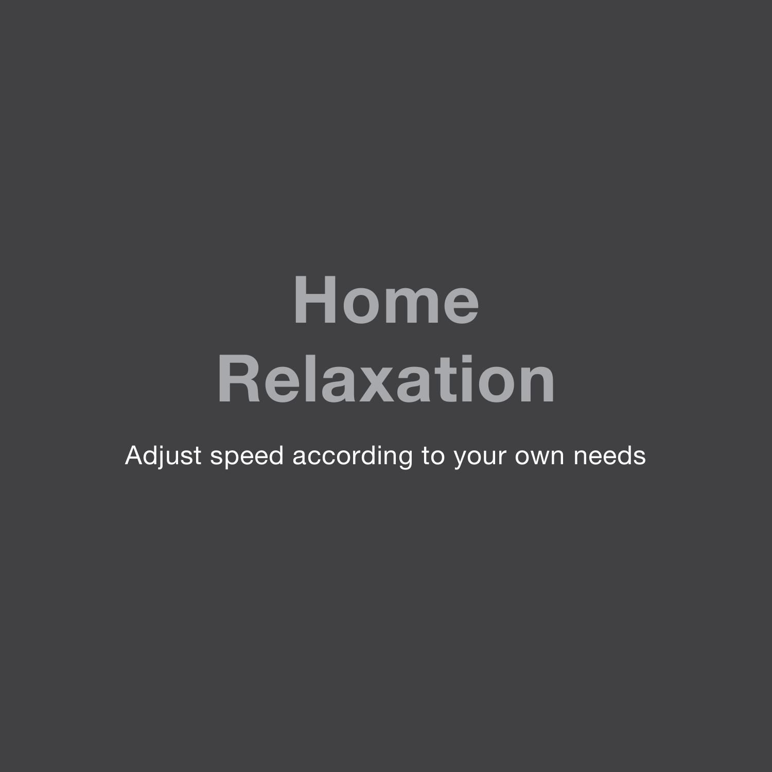# Home Relaxation

Adjust speed according to your own needs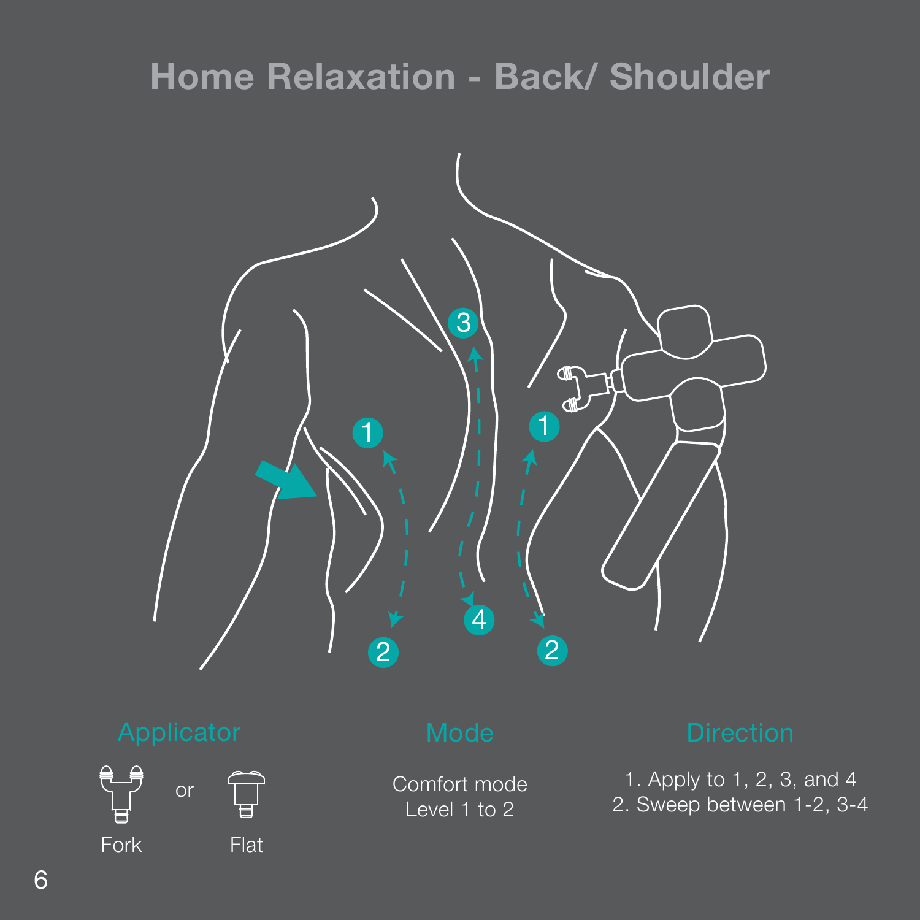# Home Relaxation - Back/ Shoulder

## Applicator

Fork or Flat

## Mode

Comfort mode
Level 1 to 2

## Direction

1. Apply to 1, 2, 3, and 4
2. Sweep between 1-2, 3-4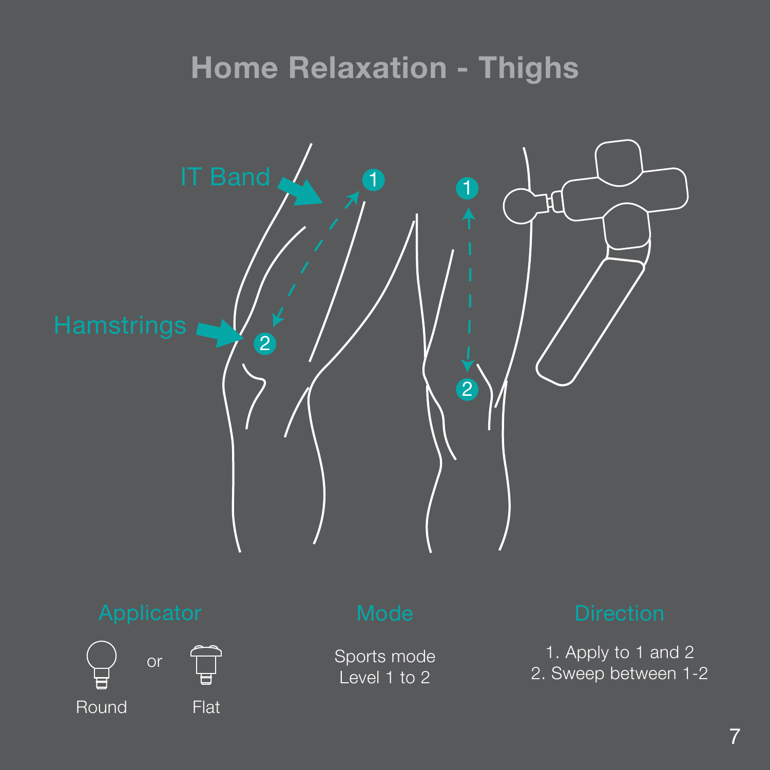# Home Relaxation - Thighs

IT Band

Hamstrings

1

2

1

2

### Applicator

Round or Flat

### Mode

Sports mode
Level 1 to 2

### Direction

1. Apply to 1 and 2
2. Sweep between 1-2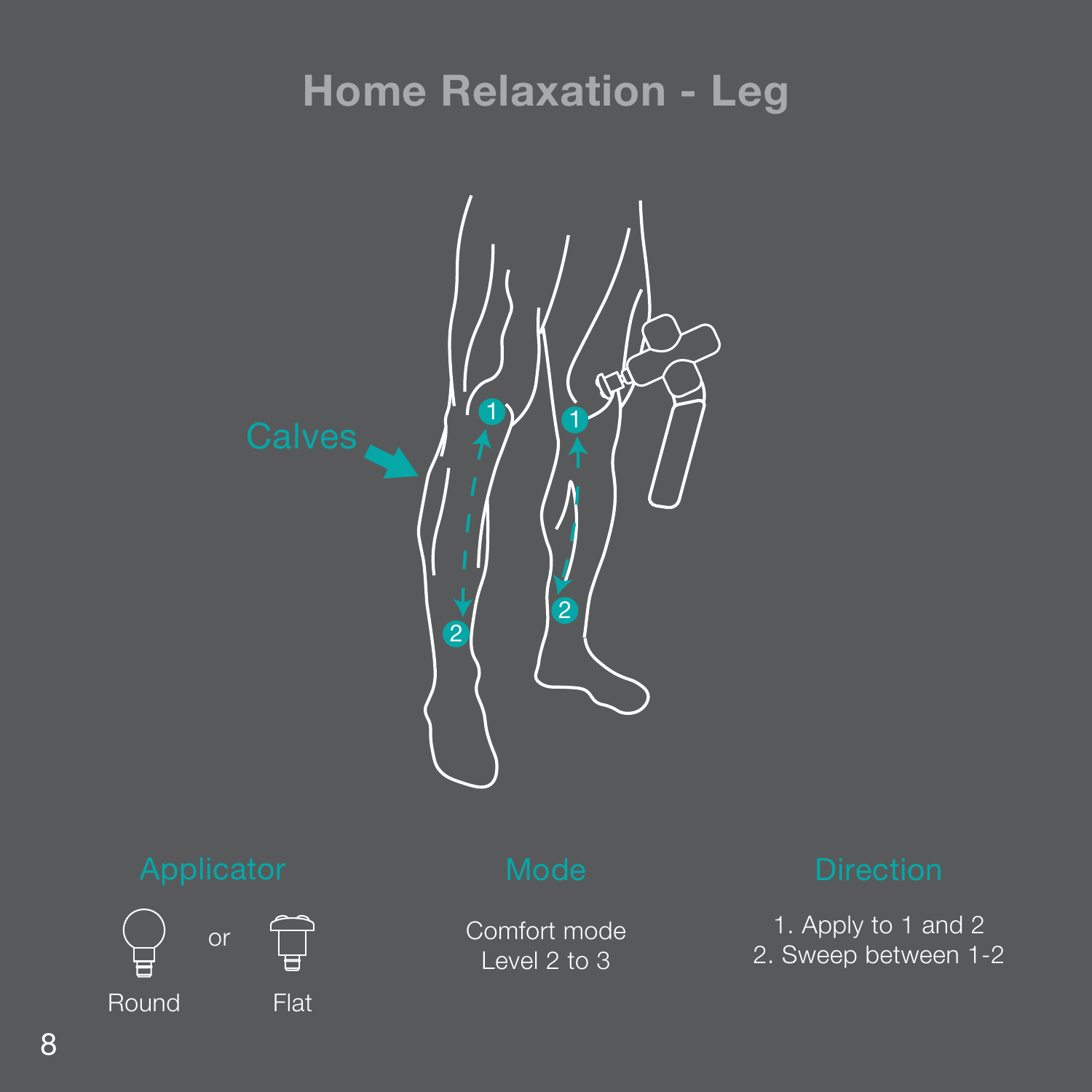# Home Relaxation - Leg

Calves

## Applicator

Round or Flat

## Mode

Comfort mode
Level 2 to 3

## Direction

1. Apply to 1 and 2
2. Sweep between 1-2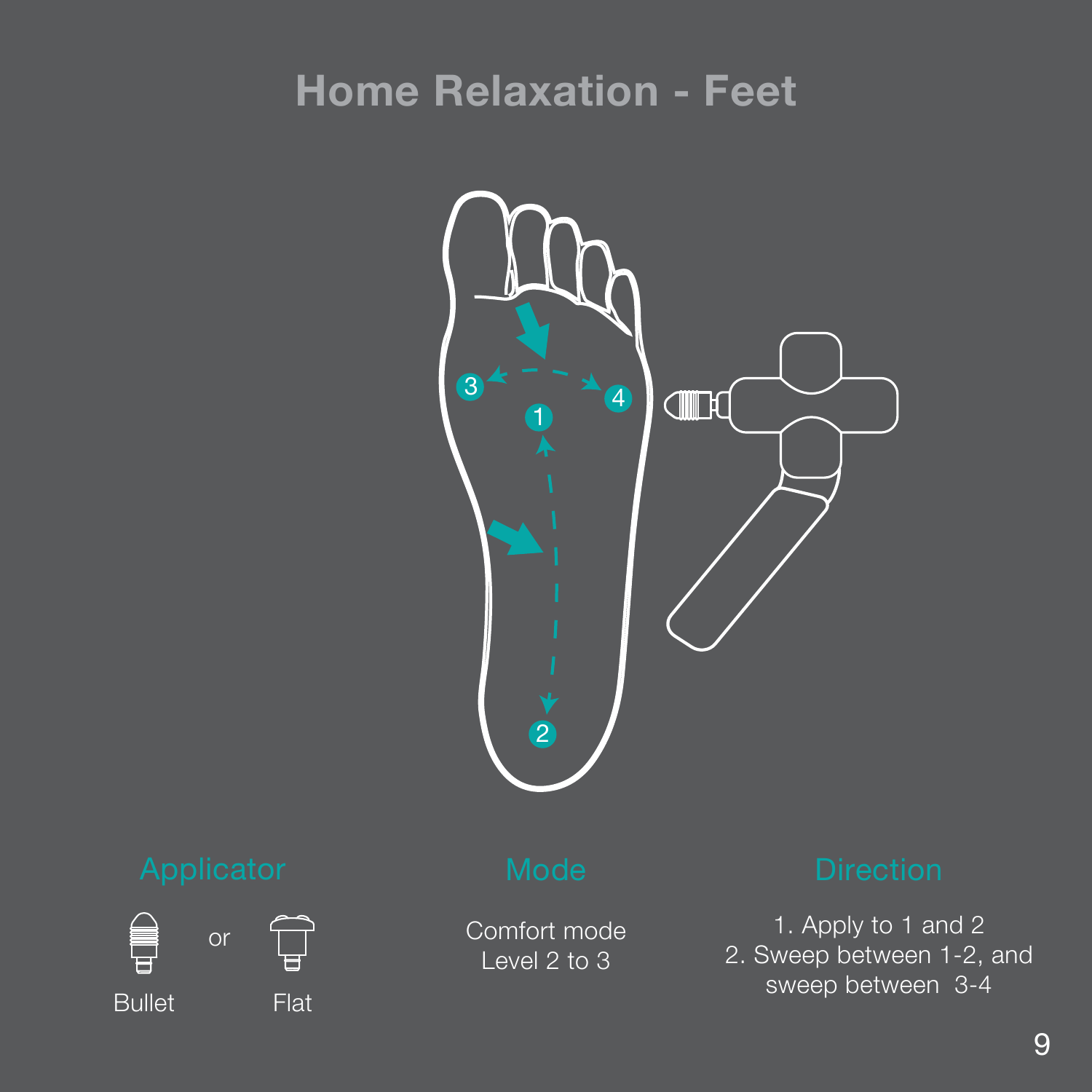# Home Relaxation - Feet

## Applicator

Bullet or Flat

## Mode

Comfort mode
Level 2 to 3

## Direction

1. Apply to 1 and 2
2. Sweep between 1-2, and sweep between 3-4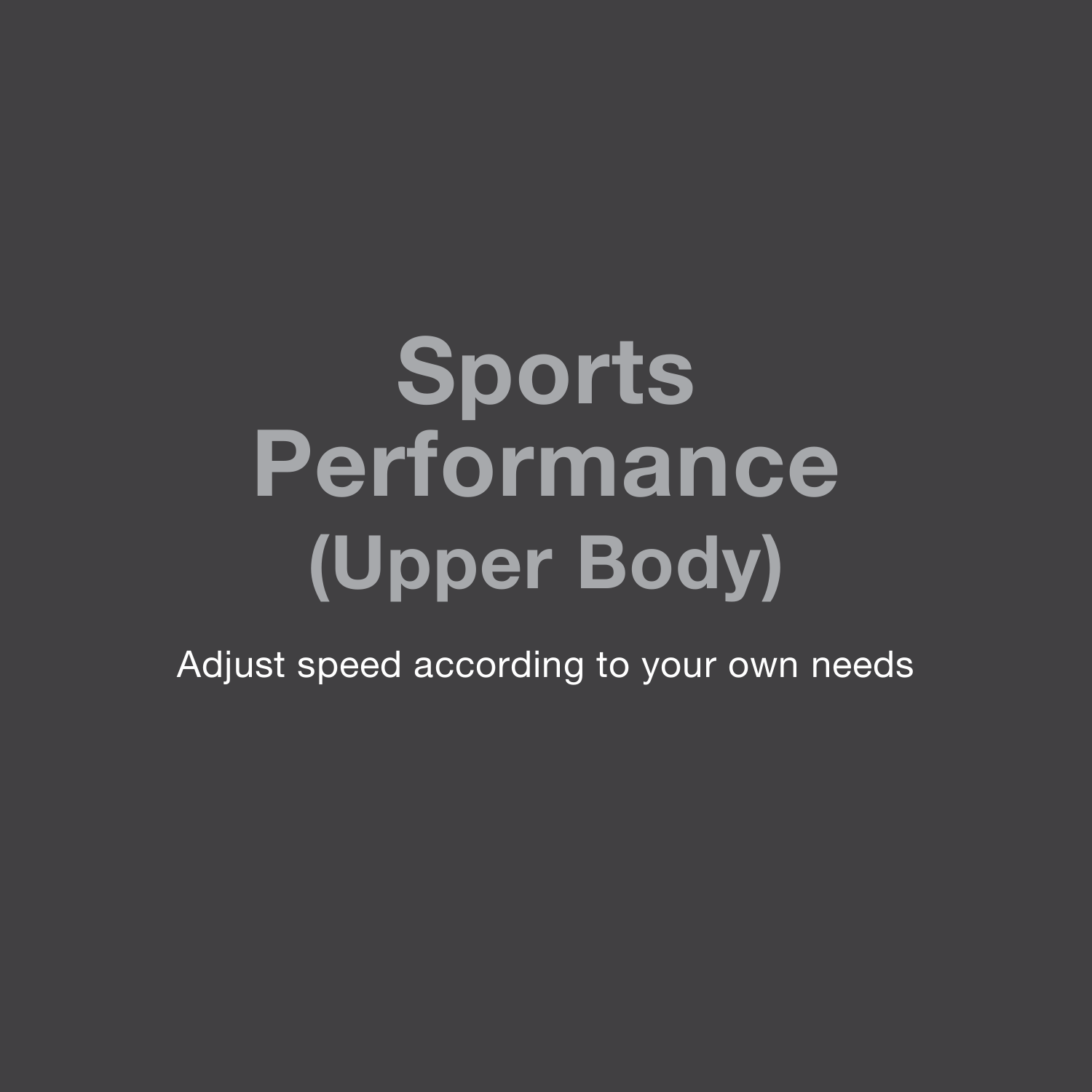# Sports Performance (Upper Body)

Adjust speed according to your own needs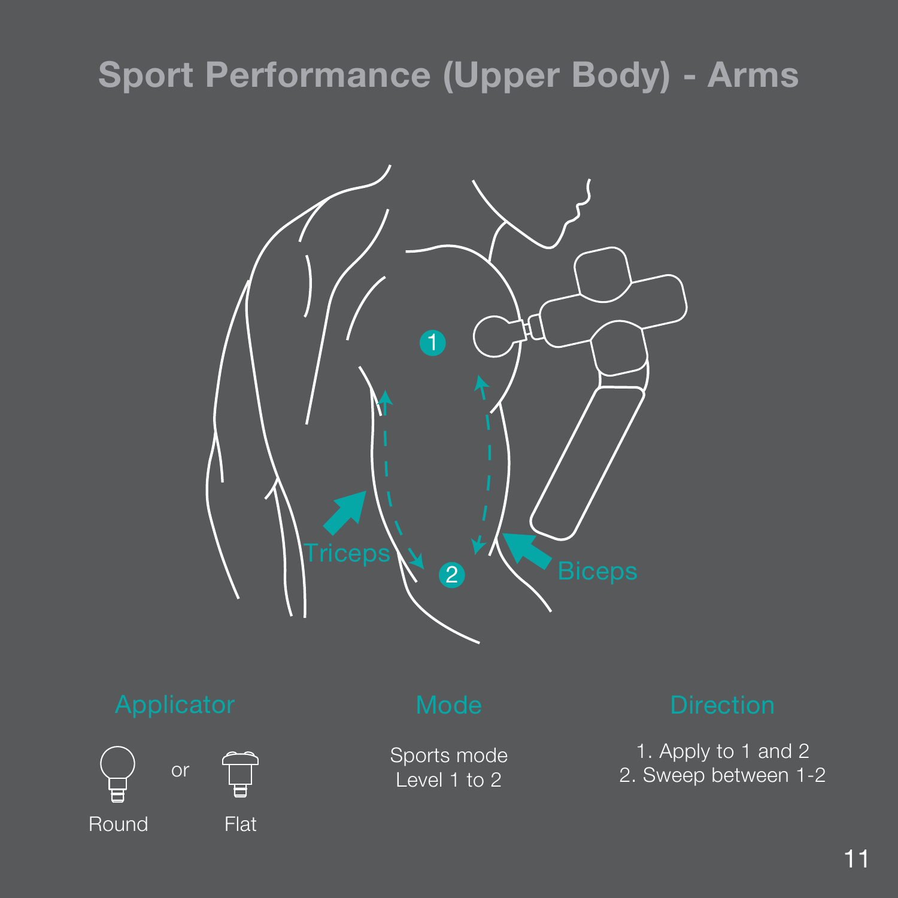# Sport Performance (Upper Body) - Arms

Triceps

Biceps

1

2

## Applicator

Round or Flat

## Mode

Sports mode
Level 1 to 2

## Direction

1. Apply to 1 and 2
2. Sweep between 1-2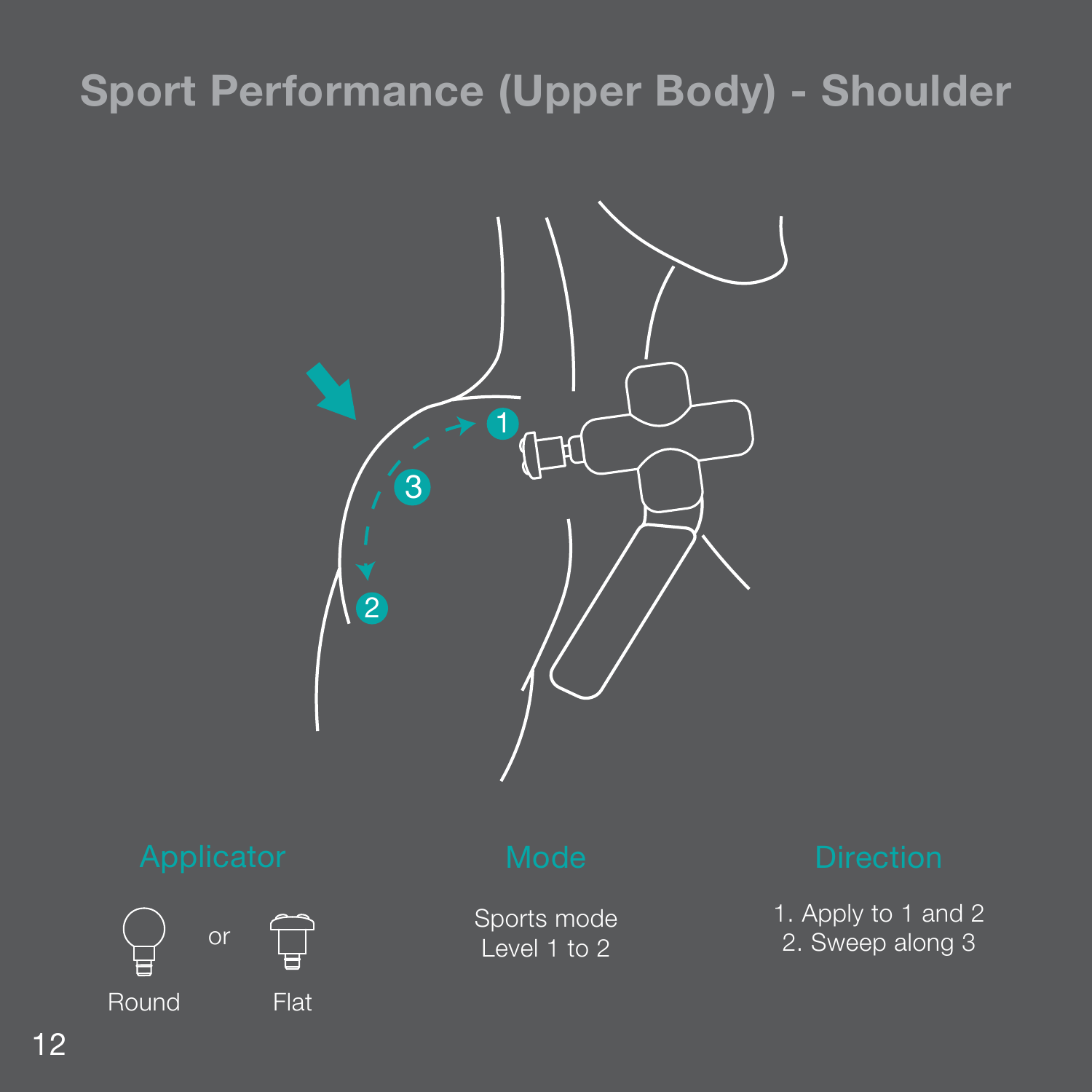# Sport Performance (Upper Body) - Shoulder

## Applicator

Round or Flat

## Mode

Sports mode
Level 1 to 2

## Direction

1. Apply to 1 and 2
2. Sweep along 3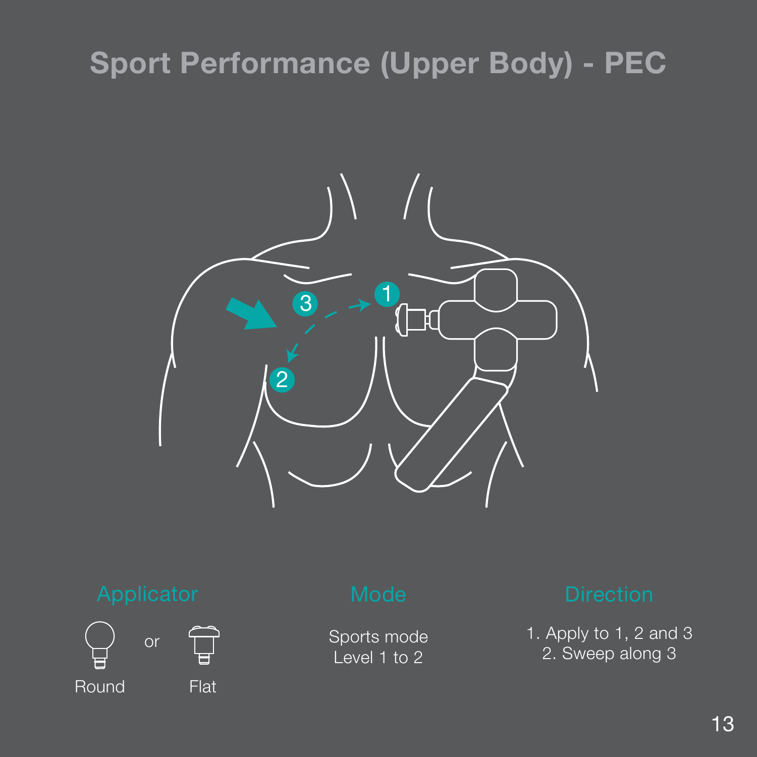# Sport Performance (Upper Body) - PEC

## Applicator

Round or Flat

## Mode

Sports mode
Level 1 to 2

## Direction

1. Apply to 1, 2 and 3
2. Sweep along 3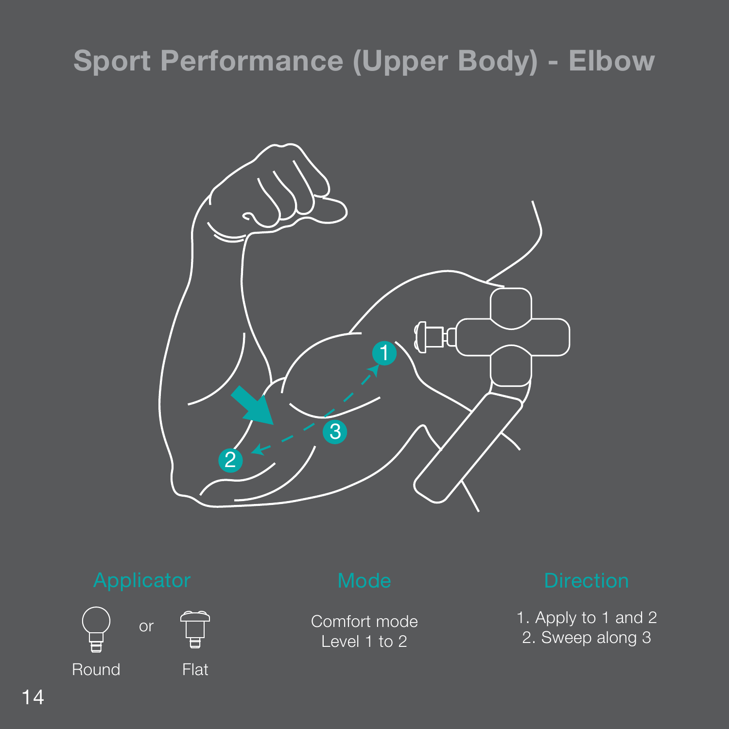# Sport Performance (Upper Body) - Elbow

## Applicator

Round or Flat

## Mode

Comfort mode
Level 1 to 2

## Direction

1. Apply to 1 and 2
2. Sweep along 3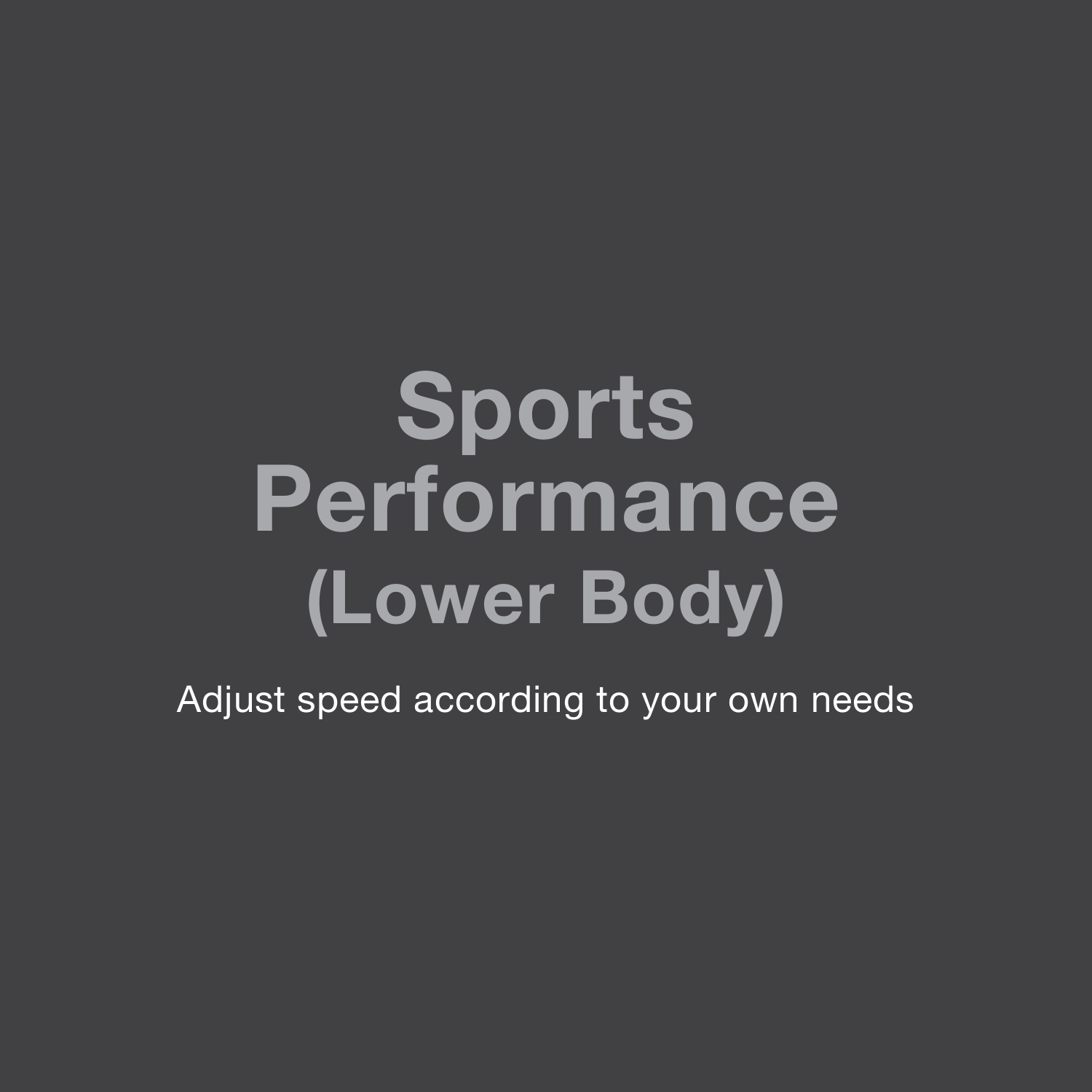# Sports Performance (Lower Body)

Adjust speed according to your own needs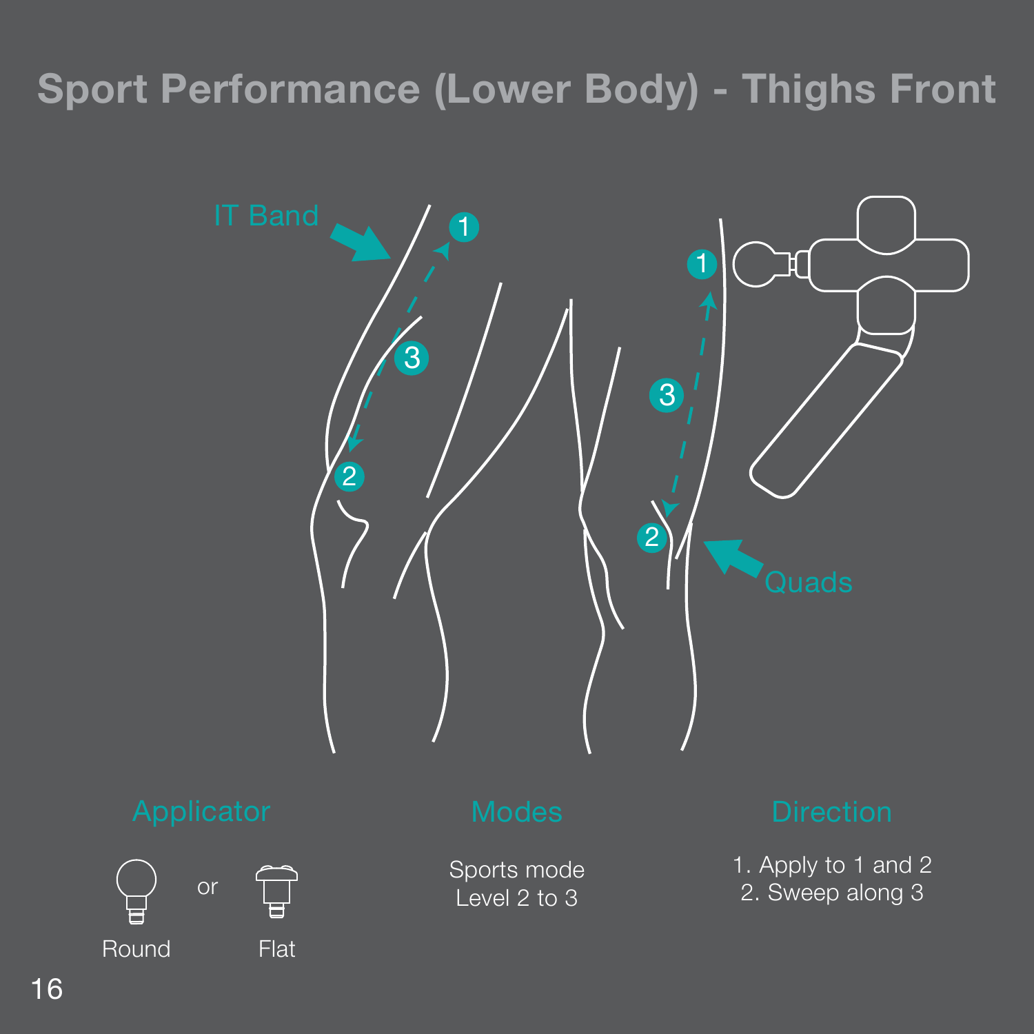# Sport Performance (Lower Body) - Thighs Front

IT Band

Quads

## Applicator

Round or Flat

## Modes

Sports mode
Level 2 to 3

## Direction

1. Apply to 1 and 2
2. Sweep along 3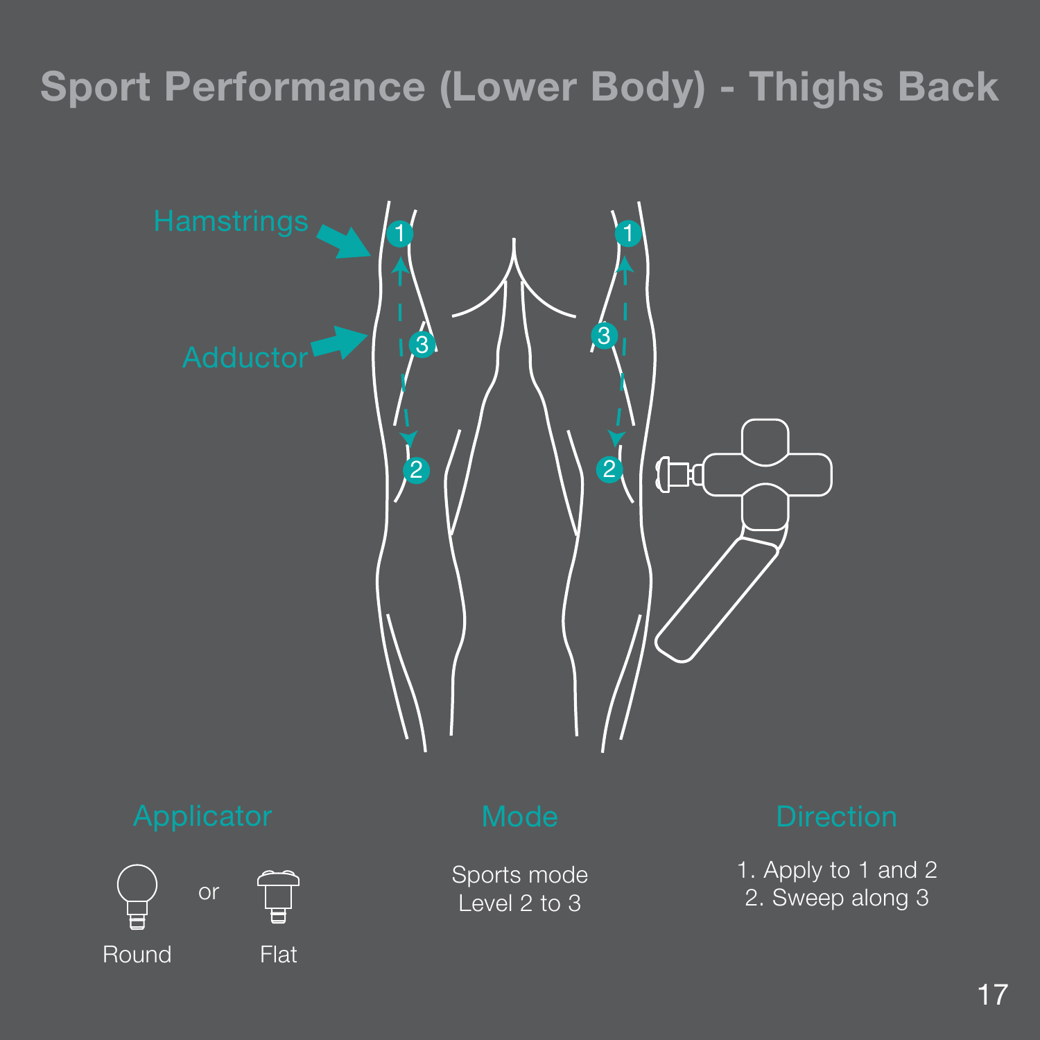# Sport Performance (Lower Body) - Thighs Back

Hamstrings

Adductor

## Applicator

Round or Flat

## Mode

Sports mode
Level 2 to 3

## Direction

1. Apply to 1 and 2
2. Sweep along 3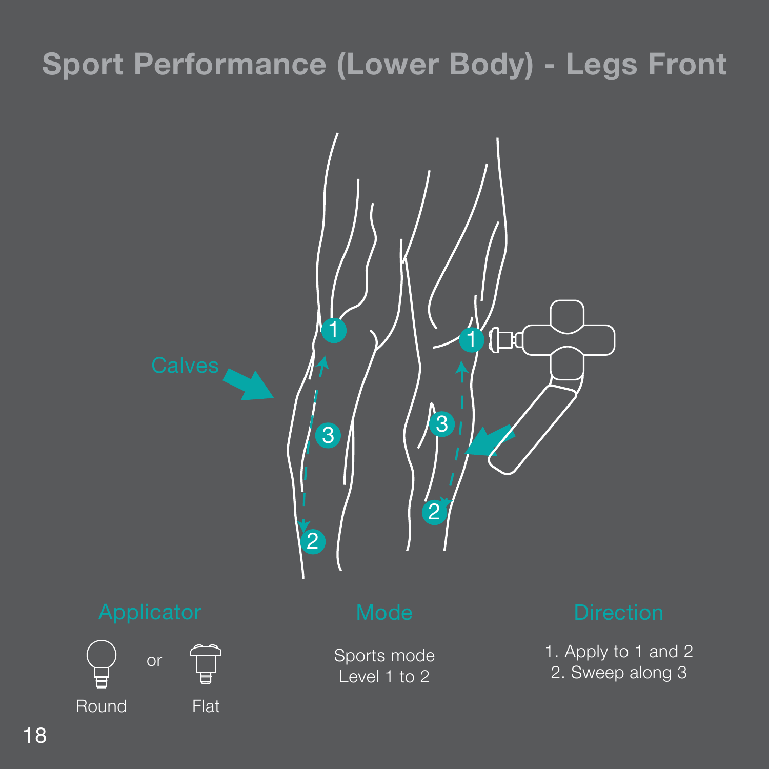# Sport Performance (Lower Body) - Legs Front

Calves

## Applicator

Round or Flat

## Mode

Sports mode
Level 1 to 2

## Direction

1. Apply to 1 and 2
2. Sweep along 3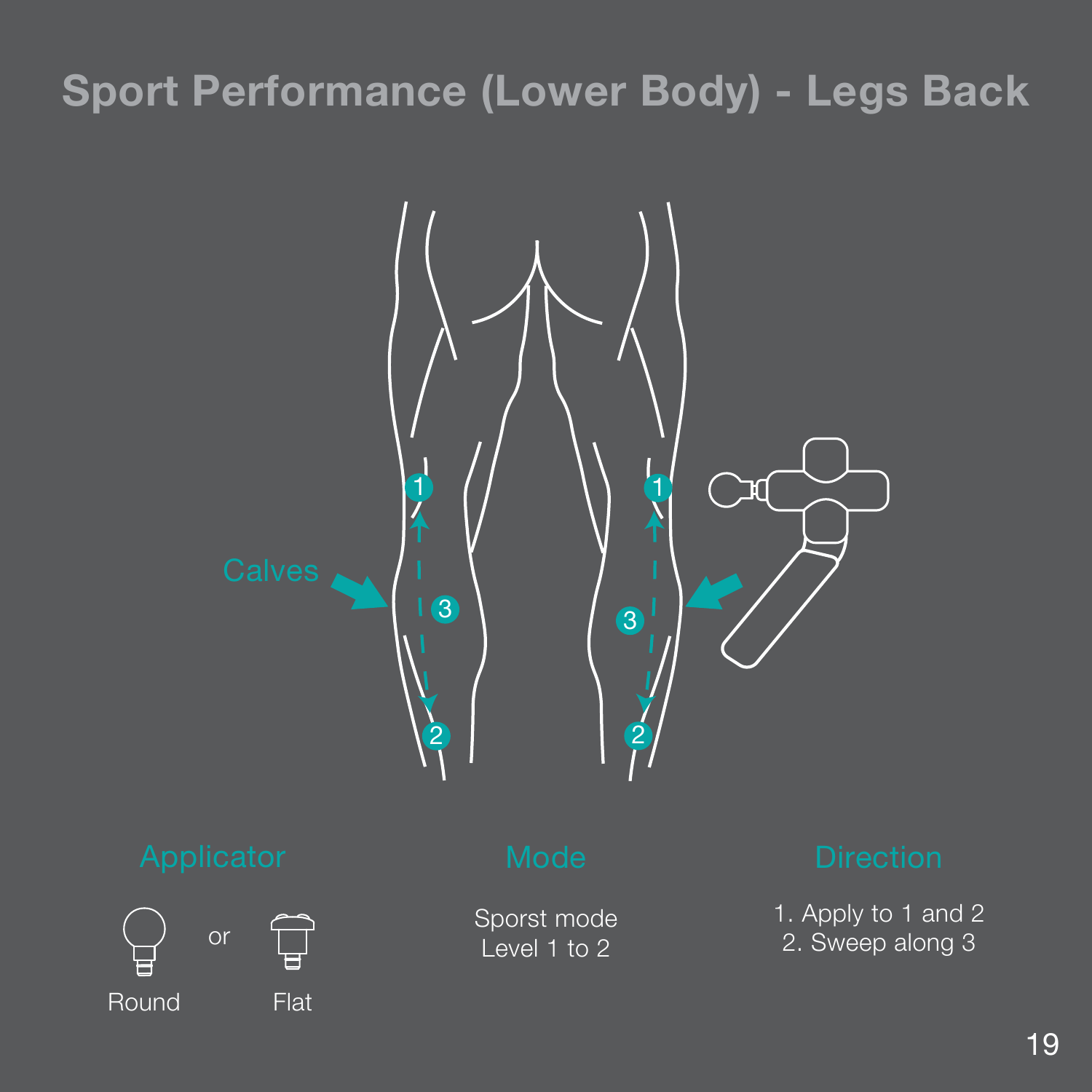# Sport Performance (Lower Body) - Legs Back

Calves

## Applicator

Round or Flat

## Mode

Sporst mode
Level 1 to 2

## Direction

1. Apply to 1 and 2
2. Sweep along 3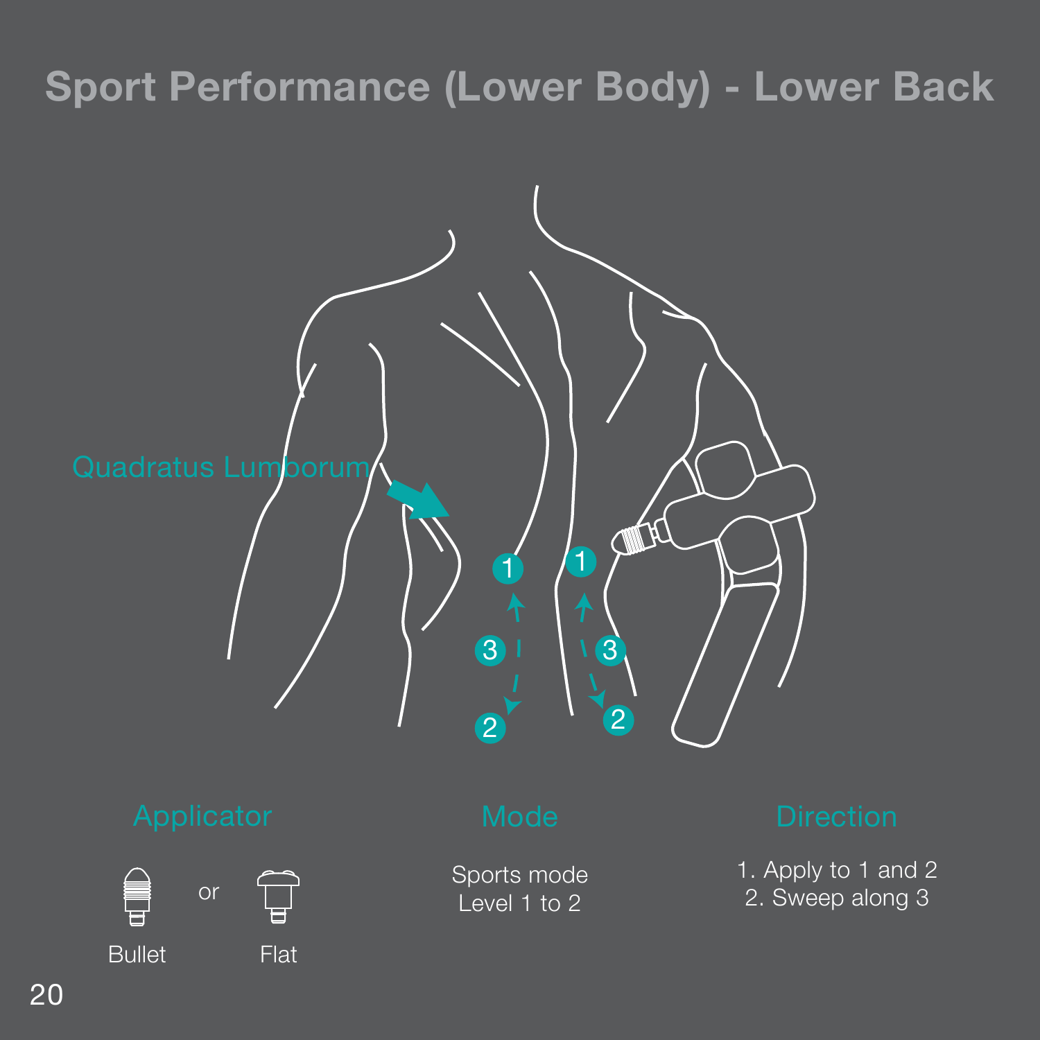# Sport Performance (Lower Body) - Lower Back

Quadratus Lumborum

## Applicator

Bullet or Flat

## Mode

Sports mode
Level 1 to 2

## Direction

1. Apply to 1 and 2
2. Sweep along 3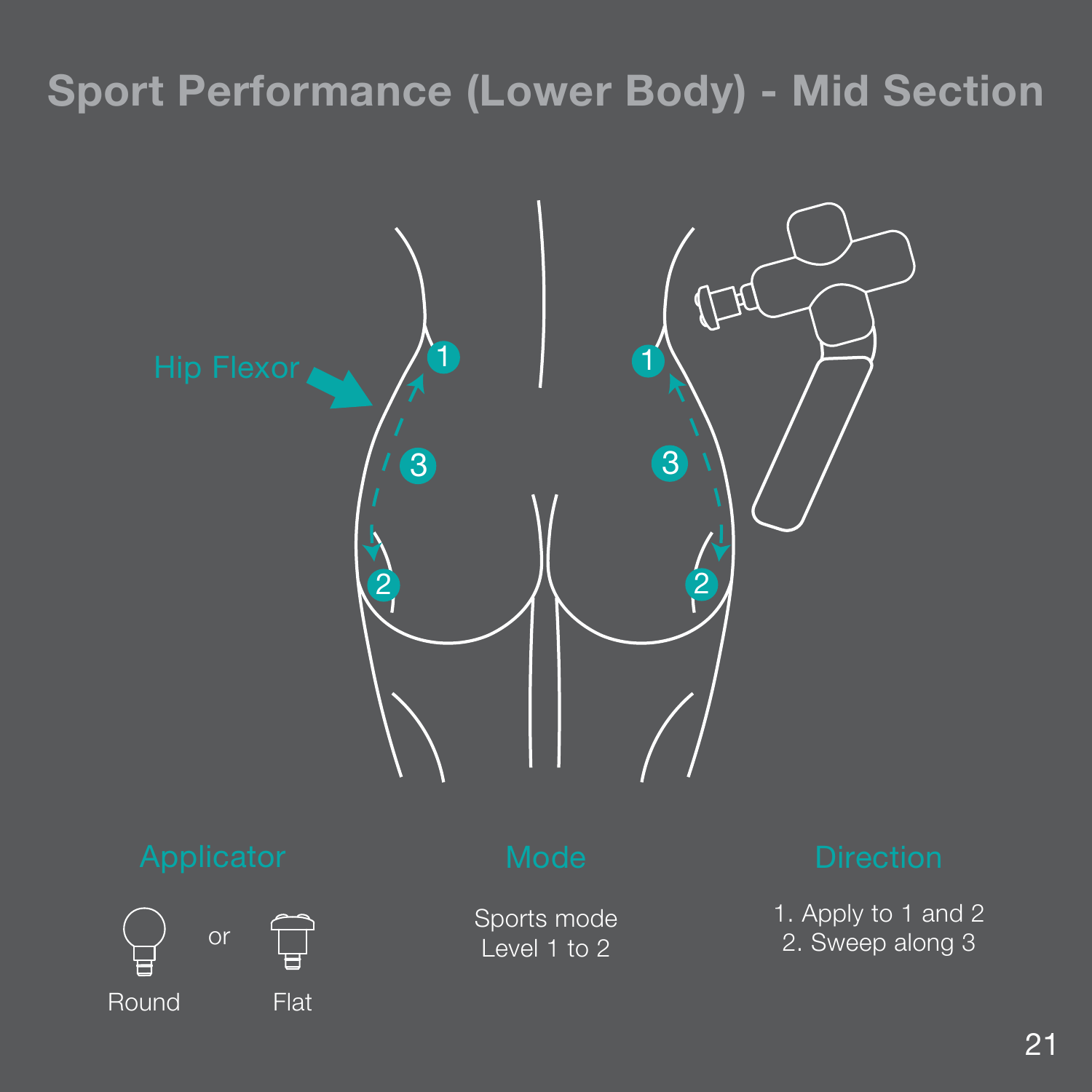# Sport Performance (Lower Body) - Mid Section

Hip Flexor

## Applicator

Round or Flat

## Mode

Sports mode
Level 1 to 2

## Direction

1. Apply to 1 and 2
2. Sweep along 3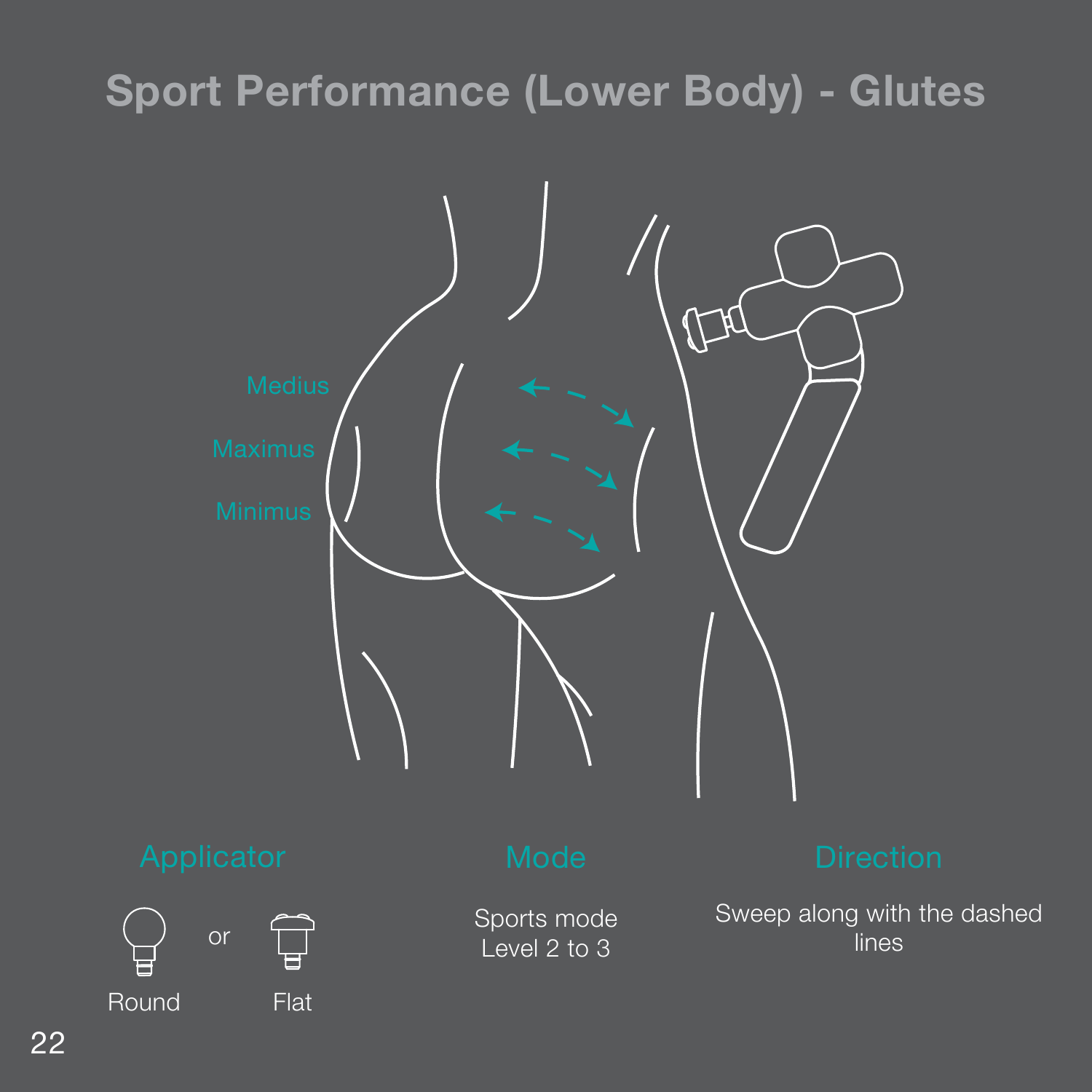# Sport Performance (Lower Body) - Glutes

Medius

Maximus

Minimus

## Applicator

Round or Flat

## Mode

Sports mode
Level 2 to 3

## Direction

Sweep along with the dashed lines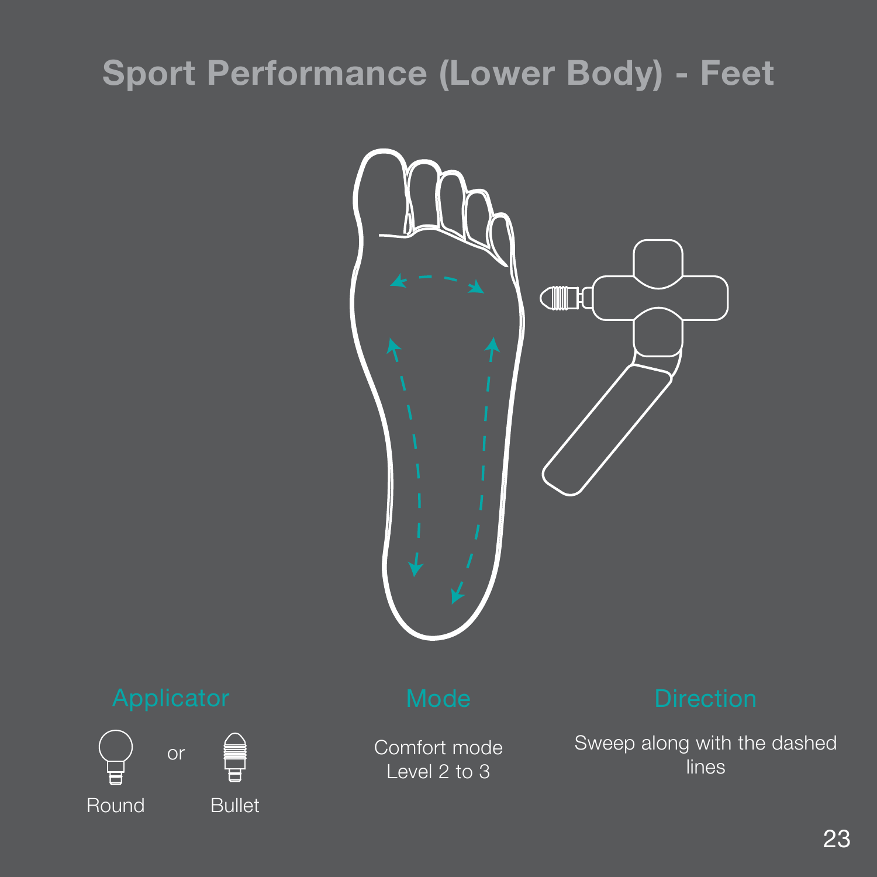# Sport Performance (Lower Body) - Feet

## Applicator

Round or Bullet

## Mode

Comfort mode
Level 2 to 3

## Direction

Sweep along with the dashed lines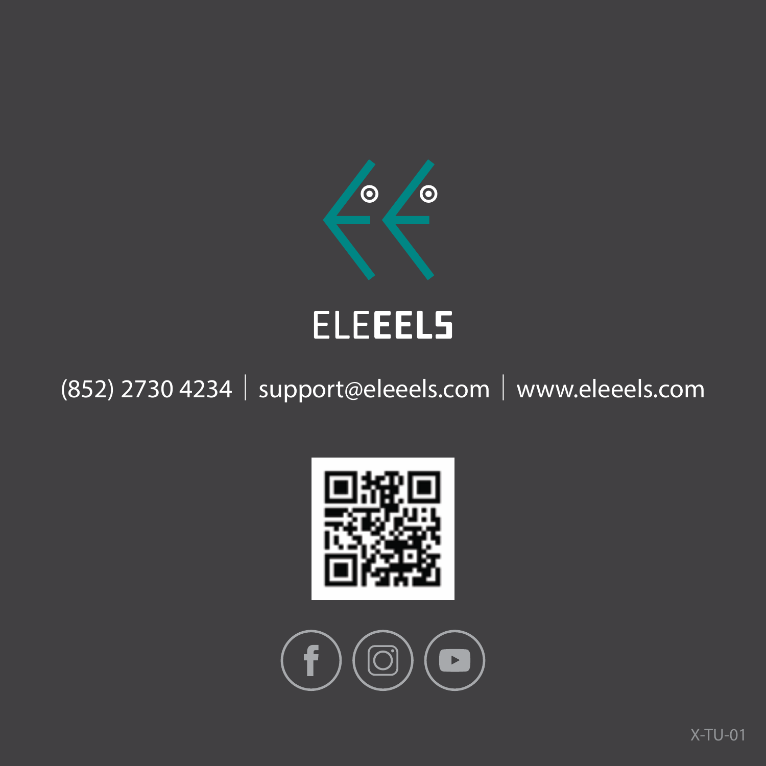ELEEELS

(852) 2730 4234 | support@eleeels.com | www.eleeels.com

X-TU-01